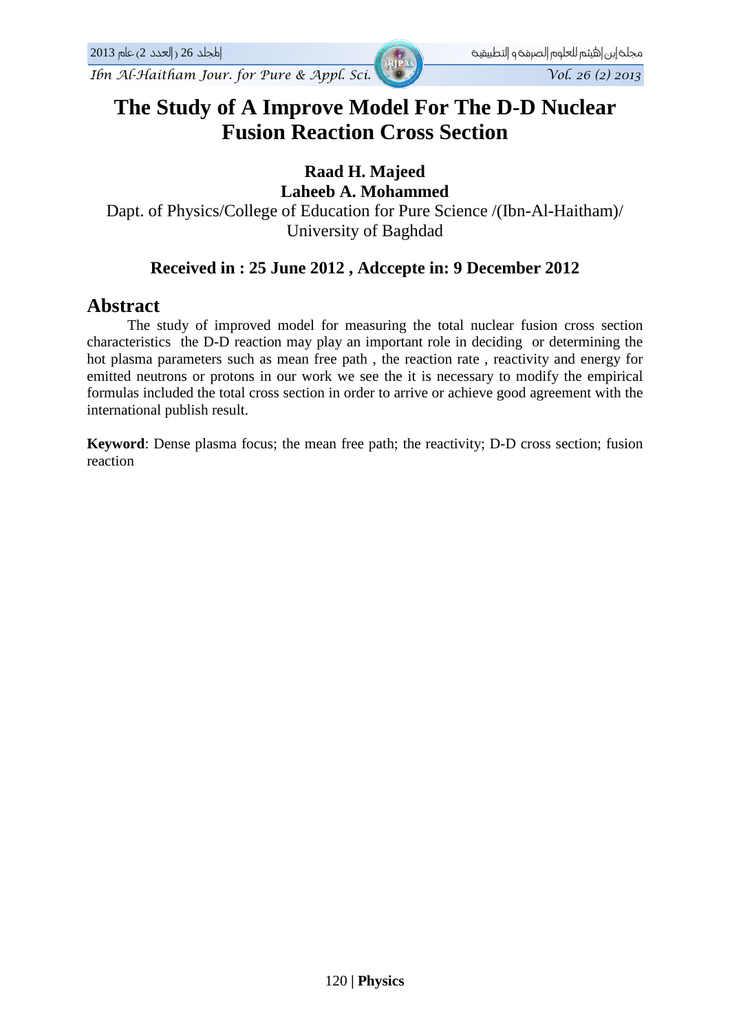# The Study of A Improve Model For The D-D Nuclear Fusion Reaction Cross Section

**Raad H. Majeed**
**Laheeb A. Mohammed**

Dapt. of Physics/College of Education for Pure Science /(Ibn-Al-Haitham)/ University of Baghdad

**Received in : 25 June 2012 , Adccepte in: 9 December 2012**

## Abstract

The study of improved model for measuring the total nuclear fusion cross section characteristics the D-D reaction may play an important role in deciding or determining the hot plasma parameters such as mean free path , the reaction rate , reactivity and energy for emitted neutrons or protons in our work we see the it is necessary to modify the empirical formulas included the total cross section in order to arrive or achieve good agreement with the international publish result.

**Keyword**: Dense plasma focus; the mean free path; the reactivity; D-D cross section; fusion reaction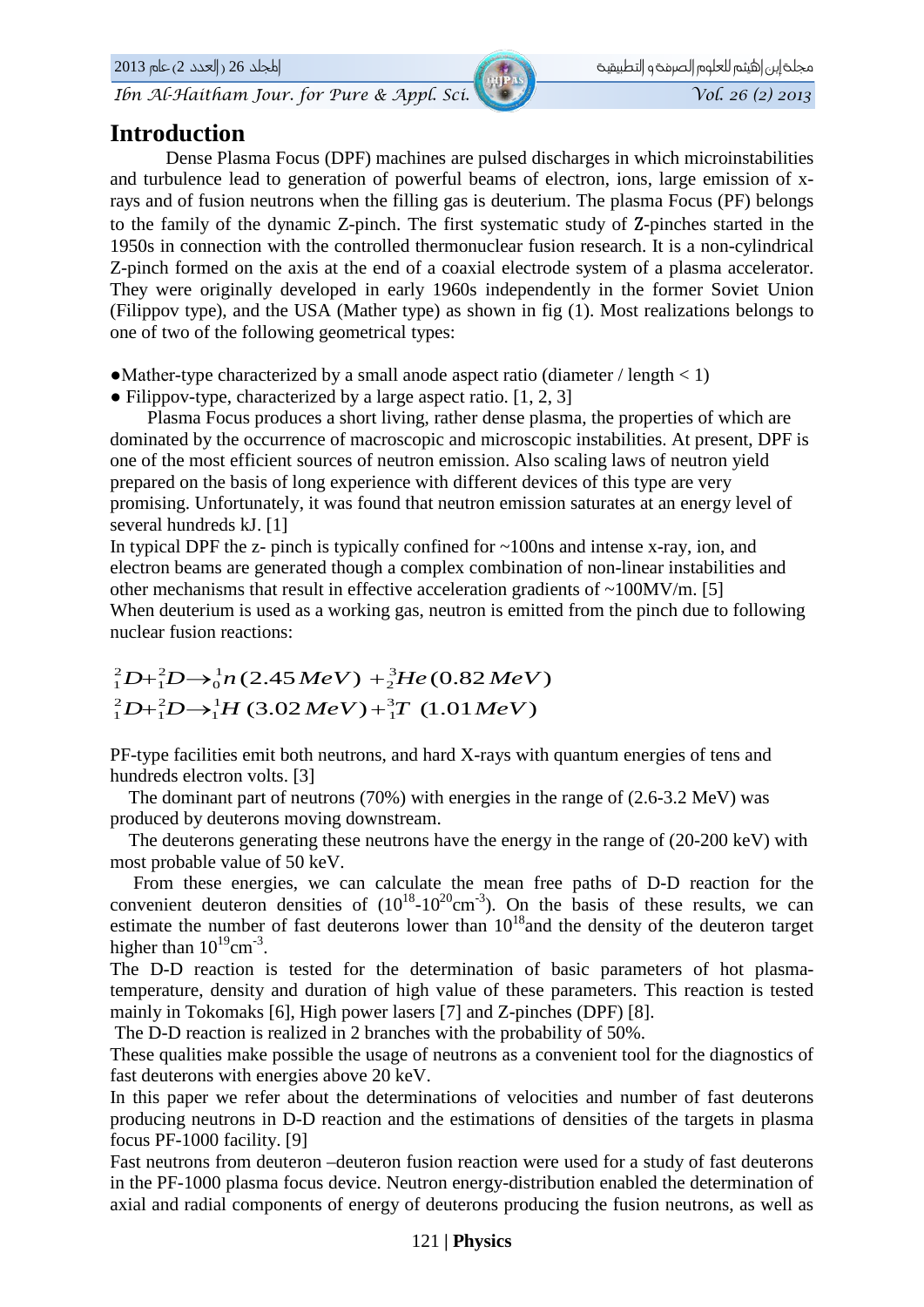## Introduction

Dense Plasma Focus (DPF) machines are pulsed discharges in which microinstabilities and turbulence lead to generation of powerful beams of electron, ions, large emission of x-rays and of fusion neutrons when the filling gas is deuterium. The plasma Focus (PF) belongs to the family of the dynamic Z-pinch. The first systematic study of Z-pinches started in the 1950s in connection with the controlled thermonuclear fusion research. It is a non-cylindrical Z-pinch formed on the axis at the end of a coaxial electrode system of a plasma accelerator. They were originally developed in early 1960s independently in the former Soviet Union (Filippov type), and the USA (Mather type) as shown in fig (1). Most realizations belongs to one of two of the following geometrical types:

- Mather-type characterized by a small anode aspect ratio (diameter / length < 1)
- Filippov-type, characterized by a large aspect ratio. [1, 2, 3]

Plasma Focus produces a short living, rather dense plasma, the properties of which are dominated by the occurrence of macroscopic and microscopic instabilities. At present, DPF is one of the most efficient sources of neutron emission. Also scaling laws of neutron yield prepared on the basis of long experience with different devices of this type are very promising. Unfortunately, it was found that neutron emission saturates at an energy level of several hundreds kJ. [1]

In typical DPF the z- pinch is typically confined for ~100ns and intense x-ray, ion, and electron beams are generated though a complex combination of non-linear instabilities and other mechanisms that result in effective acceleration gradients of ~100MV/m. [5]

When deuterium is used as a working gas, neutron is emitted from the pinch due to following nuclear fusion reactions:

$$^{2}_{1}D+^{2}_{1}D\rightarrow^{1}_{0}n\,(2.45\,MeV)\;+^{3}_{2}He\,(0.82\,MeV)$$

$$^{2}_{1}D+^{2}_{1}D\rightarrow^{1}_{1}H\;(3.02\,MeV)+^{3}_{1}T\;\;(1.01\,MeV)$$

PF-type facilities emit both neutrons, and hard X-rays with quantum energies of tens and hundreds electron volts. [3]

The dominant part of neutrons (70%) with energies in the range of (2.6-3.2 MeV) was produced by deuterons moving downstream.

The deuterons generating these neutrons have the energy in the range of (20-200 keV) with most probable value of 50 keV.

From these energies, we can calculate the mean free paths of D-D reaction for the convenient deuteron densities of ($10^{18}$-$10^{20}$cm$^{-3}$). On the basis of these results, we can estimate the number of fast deuterons lower than $10^{18}$and the density of the deuteron target higher than $10^{19}$cm$^{-3}$.

The D-D reaction is tested for the determination of basic parameters of hot plasma-temperature, density and duration of high value of these parameters. This reaction is tested mainly in Tokomaks [6], High power lasers [7] and Z-pinches (DPF) [8].

The D-D reaction is realized in 2 branches with the probability of 50%.

These qualities make possible the usage of neutrons as a convenient tool for the diagnostics of fast deuterons with energies above 20 keV.

In this paper we refer about the determinations of velocities and number of fast deuterons producing neutrons in D-D reaction and the estimations of densities of the targets in plasma focus PF-1000 facility. [9]

Fast neutrons from deuteron –deuteron fusion reaction were used for a study of fast deuterons in the PF-1000 plasma focus device. Neutron energy-distribution enabled the determination of axial and radial components of energy of deuterons producing the fusion neutrons, as well as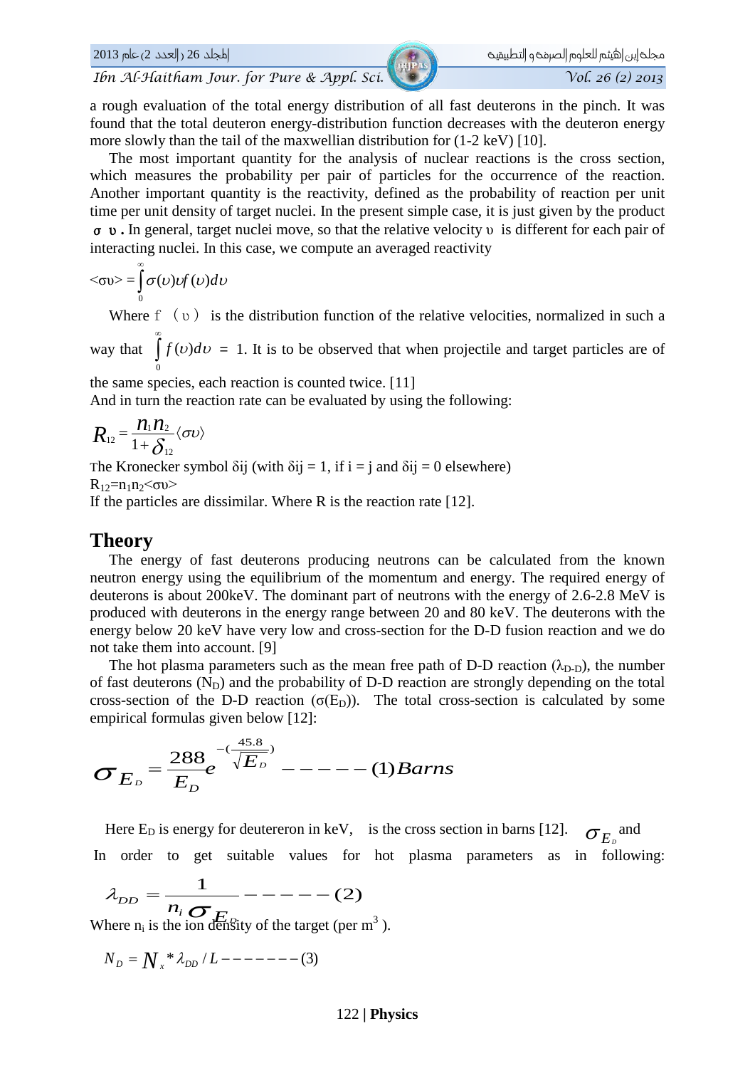a rough evaluation of the total energy distribution of all fast deuterons in the pinch. It was found that the total deuteron energy-distribution function decreases with the deuteron energy more slowly than the tail of the maxwellian distribution for (1-2 keV) [10].

The most important quantity for the analysis of nuclear reactions is the cross section, which measures the probability per pair of particles for the occurrence of the reaction. Another important quantity is the reactivity, defined as the probability of reaction per unit time per unit density of target nuclei. In the present simple case, it is just given by the product $\sigma\ \upsilon$ **.** In general, target nuclei move, so that the relative velocity $\upsilon$ is different for each pair of interacting nuclei. In this case, we compute an averaged reactivity

$$\langle\sigma\upsilon\rangle = \int_0^\infty \sigma(\upsilon)\upsilon f(\upsilon)d\upsilon$$

Where $f(\upsilon)$ is the distribution function of the relative velocities, normalized in such a way that $\int_0^\infty f(\upsilon)d\upsilon = 1$. It is to be observed that when projectile and target particles are of the same species, each reaction is counted twice. [11]

And in turn the reaction rate can be evaluated by using the following:

$$R_{12} = \frac{n_1 n_2}{1+\delta_{12}}\langle\sigma\upsilon\rangle$$

The Kronecker symbol $\delta ij$ (with $\delta ij = 1$, if $i = j$ and $\delta ij = 0$ elsewhere)

$R_{12}=n_1n_2\langle\sigma\upsilon\rangle$

If the particles are dissimilar. Where R is the reaction rate [12].

## Theory

The energy of fast deuterons producing neutrons can be calculated from the known neutron energy using the equilibrium of the momentum and energy. The required energy of deuterons is about 200keV. The dominant part of neutrons with the energy of 2.6-2.8 MeV is produced with deuterons in the energy range between 20 and 80 keV. The deuterons with the energy below 20 keV have very low and cross-section for the D-D fusion reaction and we do not take them into account. [9]

The hot plasma parameters such as the mean free path of D-D reaction ($\lambda_{D\text{-}D}$), the number of fast deuterons ($N_D$) and the probability of D-D reaction are strongly depending on the total cross-section of the D-D reaction ($\sigma(E_D)$). The total cross-section is calculated by some empirical formulas given below [12]:

$$\sigma_{E_D} = \frac{288}{E_D} e^{-(\frac{45.8}{\sqrt{E_D}})} \text{ - - - - - } (1)\, Barns$$

Here $E_D$ is energy for deutereron in keV, $\sigma_{E_D}$ and is the cross section in barns [12].

In order to get suitable values for hot plasma parameters as in following:

$$\lambda_{DD} = \frac{1}{n_i \sigma_{E_D}} \text{ - - - - - } (2)$$

Where $n_i$ is the ion density of the target (per $m^3$ ).

$$N_D = N_x * \lambda_{DD} / L \text{ - - - - - - - } (3)$$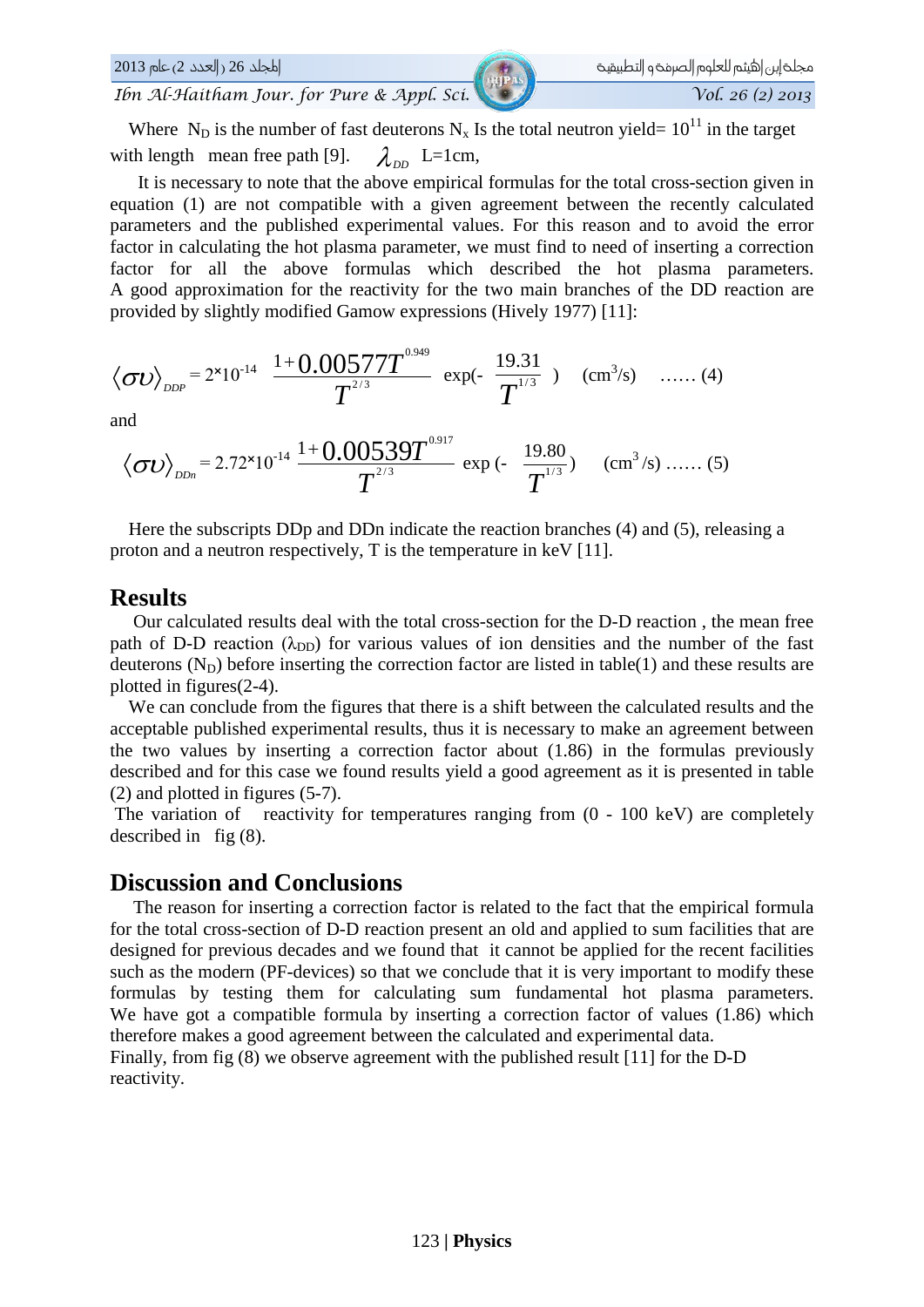Where $N_D$ is the number of fast deuterons $N_x$ Is the total neutron yield= $10^{11}$ in the target with length mean free path [9]. $\lambda_{DD}$ L=1cm,

It is necessary to note that the above empirical formulas for the total cross-section given in equation (1) are not compatible with a given agreement between the recently calculated parameters and the published experimental values. For this reason and to avoid the error factor in calculating the hot plasma parameter, we must find to need of inserting a correction factor for all the above formulas which described the hot plasma parameters. A good approximation for the reactivity for the two main branches of the DD reaction are provided by slightly modified Gamow expressions (Hively 1977) [11]:

$$\langle \sigma \upsilon \rangle_{DDP} = 2 \times 10^{-14} \frac{1+0.00577T^{0.949}}{T^{2/3}} \exp(-\frac{19.31}{T^{1/3}}) \quad (\text{cm}^3/\text{s}) \quad \ldots\ldots (4)$$

and

$$\langle \sigma \upsilon \rangle_{DDn} = 2.72 \times 10^{-14} \frac{1+0.00539T^{0.917}}{T^{2/3}} \exp(-\frac{19.80}{T^{1/3}}) \quad (\text{cm}^3/\text{s}) \ldots\ldots (5)$$

Here the subscripts DDp and DDn indicate the reaction branches (4) and (5), releasing a proton and a neutron respectively, T is the temperature in keV [11].

## Results

Our calculated results deal with the total cross-section for the D-D reaction , the mean free path of D-D reaction ($\lambda_{DD}$) for various values of ion densities and the number of the fast deuterons ($N_D$) before inserting the correction factor are listed in table(1) and these results are plotted in figures(2-4).

We can conclude from the figures that there is a shift between the calculated results and the acceptable published experimental results, thus it is necessary to make an agreement between the two values by inserting a correction factor about (1.86) in the formulas previously described and for this case we found results yield a good agreement as it is presented in table (2) and plotted in figures (5-7).

The variation of reactivity for temperatures ranging from (0 - 100 keV) are completely described in fig (8).

## Discussion and Conclusions

The reason for inserting a correction factor is related to the fact that the empirical formula for the total cross-section of D-D reaction present an old and applied to sum facilities that are designed for previous decades and we found that it cannot be applied for the recent facilities such as the modern (PF-devices) so that we conclude that it is very important to modify these formulas by testing them for calculating sum fundamental hot plasma parameters. We have got a compatible formula by inserting a correction factor of values (1.86) which therefore makes a good agreement between the calculated and experimental data.

Finally, from fig (8) we observe agreement with the published result [11] for the D-D reactivity.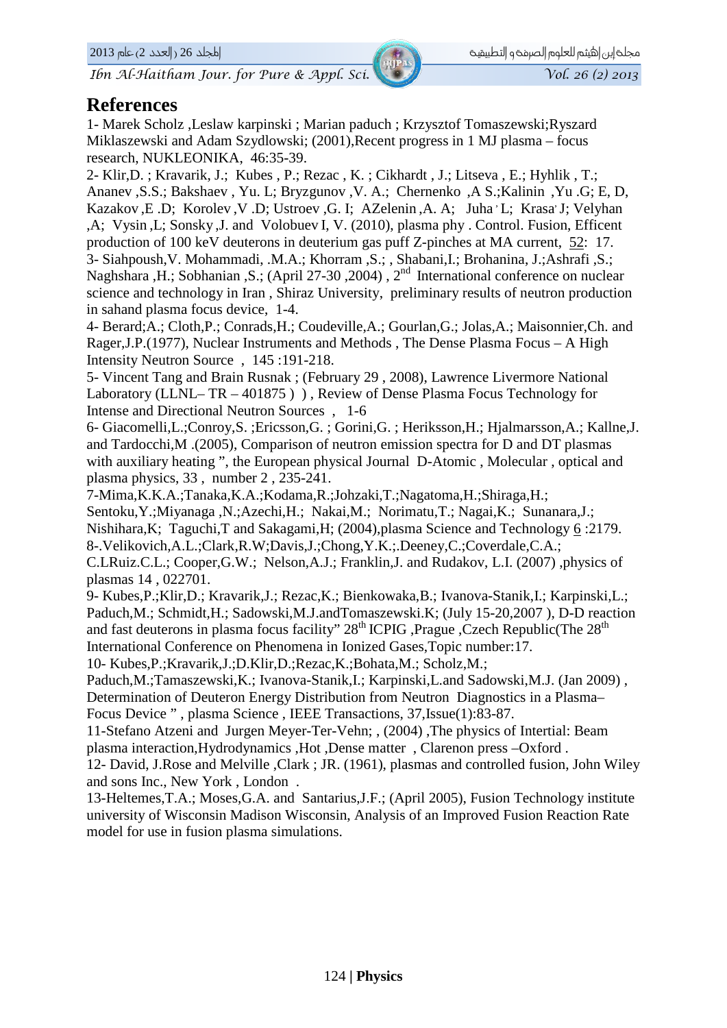## References

1- Marek Scholz ,Leslaw karpinski ; Marian paduch ; Krzysztof Tomaszewski;Ryszard Miklaszewski and Adam Szydlowski; (2001),Recent progress in 1 MJ plasma – focus research, NUKLEONIKA, 46:35-39.

2- Klir,D. ; Kravarik, J.; Kubes , P.; Rezac , K. ; Cikhardt , J.; Litseva , E.; Hyhlik , T.; Ananev ,S.S.; Bakshaev , Yu. L; Bryzgunov ,V. A.; Chernenko ,A S.;Kalinin ,Yu .G; E, D, Kazakov ,E .D; Korolev ,V .D; Ustroev ,G. I; AZelenin ,A. A; Juha , L; Krasa, J; Velyhan ,A; Vysin ,L; Sonsky ,J. and Volobuev I, V. (2010), plasma phy . Control. Fusion, Efficent production of 100 keV deuterons in deuterium gas puff Z-pinches at MA current, 52: 17.

3- Siahpoush,V. Mohammadi, .M.A.; Khorram ,S.; , Shabani,I.; Brohanina, J.;Ashrafi ,S.; Naghshara ,H.; Sobhanian ,S.; (April 27-30 ,2004) , 2nd International conference on nuclear science and technology in Iran , Shiraz University, preliminary results of neutron production in sahand plasma focus device, 1-4.

4- Berard;A.; Cloth,P.; Conrads,H.; Coudeville,A.; Gourlan,G.; Jolas,A.; Maisonnier,Ch. and Rager,J.P.(1977), Nuclear Instruments and Methods , The Dense Plasma Focus – A High Intensity Neutron Source , 145 :191-218.

5- Vincent Tang and Brain Rusnak ; (February 29 , 2008), Lawrence Livermore National Laboratory (LLNL– TR – 401875 ) ) , Review of Dense Plasma Focus Technology for Intense and Directional Neutron Sources , 1-6

6- Giacomelli,L.;Conroy,S. ;Ericsson,G. ; Gorini,G. ; Heriksson,H.; Hjalmarsson,A.; Kallne,J. and Tardocchi,M .(2005), Comparison of neutron emission spectra for D and DT plasmas with auxiliary heating ", the European physical Journal D-Atomic , Molecular , optical and plasma physics, 33 , number 2 , 235-241.

7-Mima,K.K.A.;Tanaka,K.A.;Kodama,R.;Johzaki,T.;Nagatoma,H.;Shiraga,H.; Sentoku,Y.;Miyanaga ,N.;Azechi,H.; Nakai,M.; Norimatu,T.; Nagai,K.; Sunanara,J.; Nishihara,K; Taguchi,T and Sakagami,H; (2004),plasma Science and Technology 6 :2179.

8-.Velikovich,A.L.;Clark,R.W;Davis,J.;Chong,Y.K.;.Deeney,C.;Coverdale,C.A.; C.LRuiz.C.L.; Cooper,G.W.; Nelson,A.J.; Franklin,J. and Rudakov, L.I. (2007) ,physics of plasmas 14 , 022701.

9- Kubes,P.;Klir,D.; Kravarik,J.; Rezac,K.; Bienkowaka,B.; Ivanova-Stanik,I.; Karpinski,L.; Paduch,M.; Schmidt,H.; Sadowski,M.J.andTomaszewski.K; (July 15-20,2007 ), D-D reaction and fast deuterons in plasma focus facility" 28th ICPIG ,Prague ,Czech Republic(The 28th International Conference on Phenomena in Ionized Gases,Topic number:17.

10- Kubes,P.;Kravarik,J.;D.Klir,D.;Rezac,K.;Bohata,M.; Scholz,M.; Paduch,M.;Tamaszewski,K.; Ivanova-Stanik,I.; Karpinski,L.and Sadowski,M.J. (Jan 2009) , Determination of Deuteron Energy Distribution from Neutron Diagnostics in a Plasma–Focus Device " , plasma Science , IEEE Transactions, 37,Issue(1):83-87.

11-Stefano Atzeni and Jurgen Meyer-Ter-Vehn; , (2004) ,The physics of Intertial: Beam plasma interaction,Hydrodynamics ,Hot ,Dense matter , Clarenon press –Oxford .

12- David, J.Rose and Melville ,Clark ; JR. (1961), plasmas and controlled fusion, John Wiley and sons Inc., New York , London .

13-Heltemes,T.A.; Moses,G.A. and Santarius,J.F.; (April 2005), Fusion Technology institute university of Wisconsin Madison Wisconsin, Analysis of an Improved Fusion Reaction Rate model for use in fusion plasma simulations.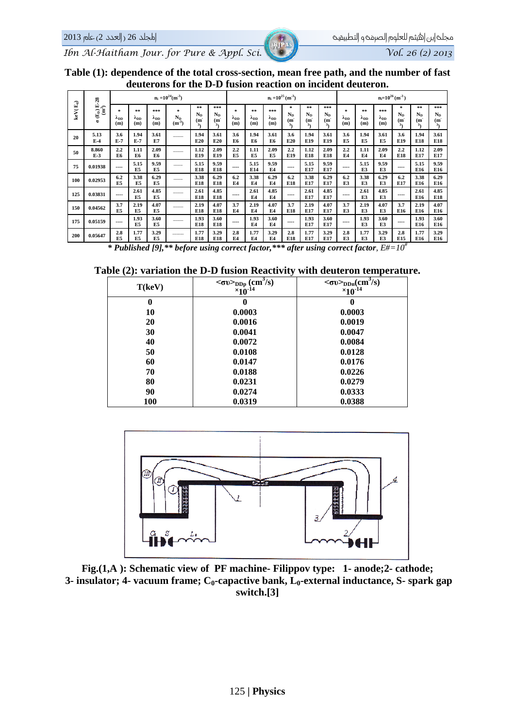**Table (1): dependence of the total cross-section, mean free path, and the number of fast deuterons for the D-D fusion reaction on incident deuteron.**

| keV($E_d$) | $\sigma(E_d)$ E-28 ($m^2$) | $n_i=10^{24}(m^{-3})$ | | | | | | $n_i=10^{25}(m^{-3})$ | | | | | | $n_i=10^{26}(m^{-3})$ | | | | | |
|---|---|---|---|---|---|---|---|---|---|---|---|---|---|---|---|---|---|---|---|
| | | * $\lambda_{DD}$ (m) | ** $\lambda_{DD}$ (m) | *** $\lambda_{DD}$ (m) | * $N_D$ ($m^{-3}$) | ** $N_D$ ($m^{-3}$) | *** $N_D$ ($m^{-3}$) | * $\lambda_{DD}$ (m) | ** $\lambda_{DD}$ (m) | *** $\lambda_{DD}$ (m) | * $N_D$ ($m^{-3}$) | ** $N_D$ ($m^{-3}$) | *** $N_D$ ($m^{-3}$) | * $\lambda_{DD}$ (m) | ** $\lambda_{DD}$ (m) | *** $\lambda_{DD}$ (m) | * $N_D$ ($m^{-3}$) | ** $N_D$ ($m^{-3}$) | *** $N_D$ ($m^{-3}$) |
| 20 | 5.13 E-4 | 3.6 E-7 | 1.94 E-7 | 3.61 E7 | ------- | 1.94 E20 | 3.61 E20 | 3.6 E6 | 1.94 E6 | 3.61 E6 | 3.6 E20 | 1.94 E19 | 3.61 E19 | 3.6 E5 | 1.94 E5 | 3.61 E5 | 3.6 E19 | 1.94 E18 | 3.61 E18 |
| 50 | 8.860 E-3 | 2.2 E6 | 1.11 E6 | 2.09 E6 | ------- | 1.12 E19 | 2.09 E19 | 2.2 E5 | 1.11 E5 | 2.09 E5 | 2.2 E19 | 1.12 E18 | 2.09 E18 | 2.2 E4 | 1.11 E4 | 2.09 E4 | 2.2 E18 | 1.12 E17 | 2.09 E17 |
| 75 | 0.01938 | ---- | 5.15 E5 | 9.59 E5 | ------- | 5.15 E18 | 9.59 E18 | ---- | 5.15 E14 | 9.59 E4 | ---- | 5.15 E17 | 9.59 E17 | ---- | 5.15 E3 | 9.59 E3 | ---- | 5.15 E16 | 9.59 E16 |
| 100 | 0.02953 | 6.2 E5 | 3.38 E5 | 6.29 E5 | ------- | 3.38 E18 | 6.29 E18 | 6.2 E4 | 3.38 E4 | 6.29 E4 | 6.2 E18 | 3.38 E17 | 6.29 E17 | 6.2 E3 | 3.38 E3 | 6.29 E3 | 6.2 E17 | 3.38 E16 | 6.29 E16 |
| 125 | 0.03831 | ---- | 2.61 E5 | 4.85 E5 | ------- | 2.61 E18 | 4.85 E18 | ---- | 2.61 E4 | 4.85 E4 | ---- | 2.61 E17 | 4.85 E17 | ---- | 2.61 E3 | 4.85 E3 | ---- | 2.61 E16 | 4.85 E18 |
| 150 | 0.04562 | 3.7 E5 | 2.19 E5 | 4.07 E5 | ------- | 2.19 E18 | 4.07 E18 | 3.7 E4 | 2.19 E4 | 4.07 E4 | 3.7 E18 | 2.19 E17 | 4.07 E17 | 3.7 E3 | 2.19 E3 | 4.07 E3 | 3.7 E16 | 2.19 E16 | 4.07 E16 |
| 175 | 0.05159 | ---- | 1.93 E5 | 3.60 E5 | ------- | 1.93 E18 | 3.60 E18 | ---- | 1.93 E4 | 3.60 E4 | ---- | 1.93 E17 | 3.60 E17 | ---- | 1.93 E3 | 3.60 E3 | ---- | 1.93 E16 | 3.60 E16 |
| 200 | 0.05647 | 2.8 E5 | 1.77 E5 | 3.29 E5 | ------- | 1.77 E18 | 3.29 E18 | 2.8 E4 | 1.77 E4 | 3.29 E4 | 2.8 E18 | 1.77 E17 | 3.29 E17 | 2.8 E3 | 1.77 E3 | 3.29 E3 | 2.8 E15 | 1.77 E16 | 3.29 E16 |

*\* Published [9],\*\* before using correct factor,\*\*\* after using correct factor, E#=10#*

**Table (2): variation the D-D fusion Reactivity with deuteron temperature.**

| T(keV) | $<\sigma\upsilon>_{DDp}$ ($cm^3$/s) $\times10^{-14}$ | $<\sigma\upsilon>_{DDn}$($cm^3$/s) $\times10^{-14}$ |
|---|---|---|
| 0 | 0 | 0 |
| 10 | 0.0003 | 0.0003 |
| 20 | 0.0016 | 0.0019 |
| 30 | 0.0041 | 0.0047 |
| 40 | 0.0072 | 0.0084 |
| 50 | 0.0108 | 0.0128 |
| 60 | 0.0147 | 0.0176 |
| 70 | 0.0188 | 0.0226 |
| 80 | 0.0231 | 0.0279 |
| 90 | 0.0274 | 0.0333 |
| 100 | 0.0319 | 0.0388 |

**Fig.(1,A ): Schematic view of PF machine- Filippov type: 1- anode;2- cathode; 3- insulator; 4- vacuum frame; $C_0$-capactive bank, $L_0$-external inductance, S- spark gap switch.[3]**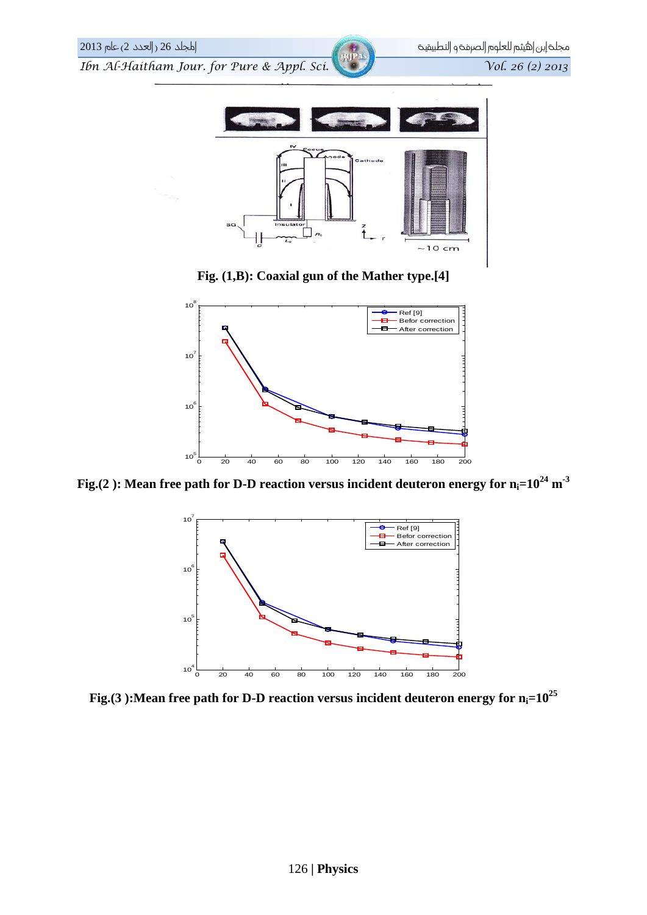Fig. (1,B): Coaxial gun of the Mather type.[4]

Fig.(2 ): Mean free path for D-D reaction versus incident deuteron energy for $n_i=10^{24}$ $m^{-3}$

Fig.(3 ):Mean free path for D-D reaction versus incident deuteron energy for $n_i=10^{25}$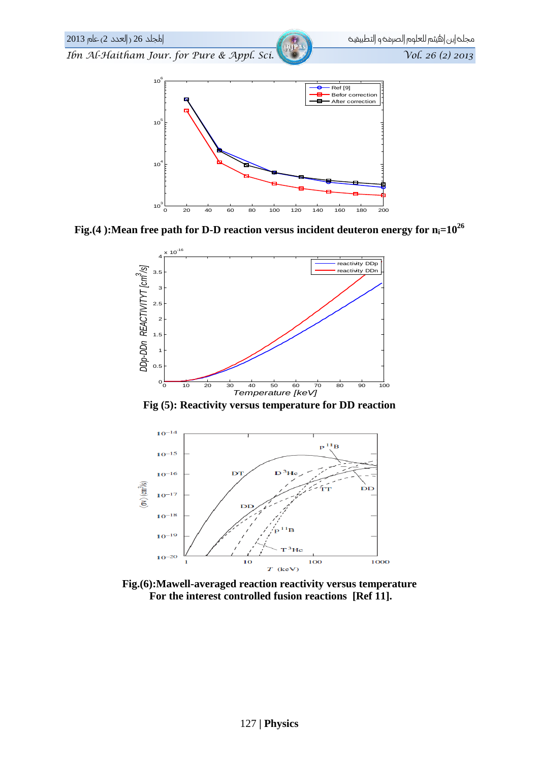Fig.(4 ):Mean free path for D-D reaction versus incident deuteron energy for $n_i=10^{26}$

Fig (5): Reactivity versus temperature for DD reaction

Fig.(6):Mawell-averaged reaction reactivity versus temperature For the interest controlled fusion reactions [Ref 11].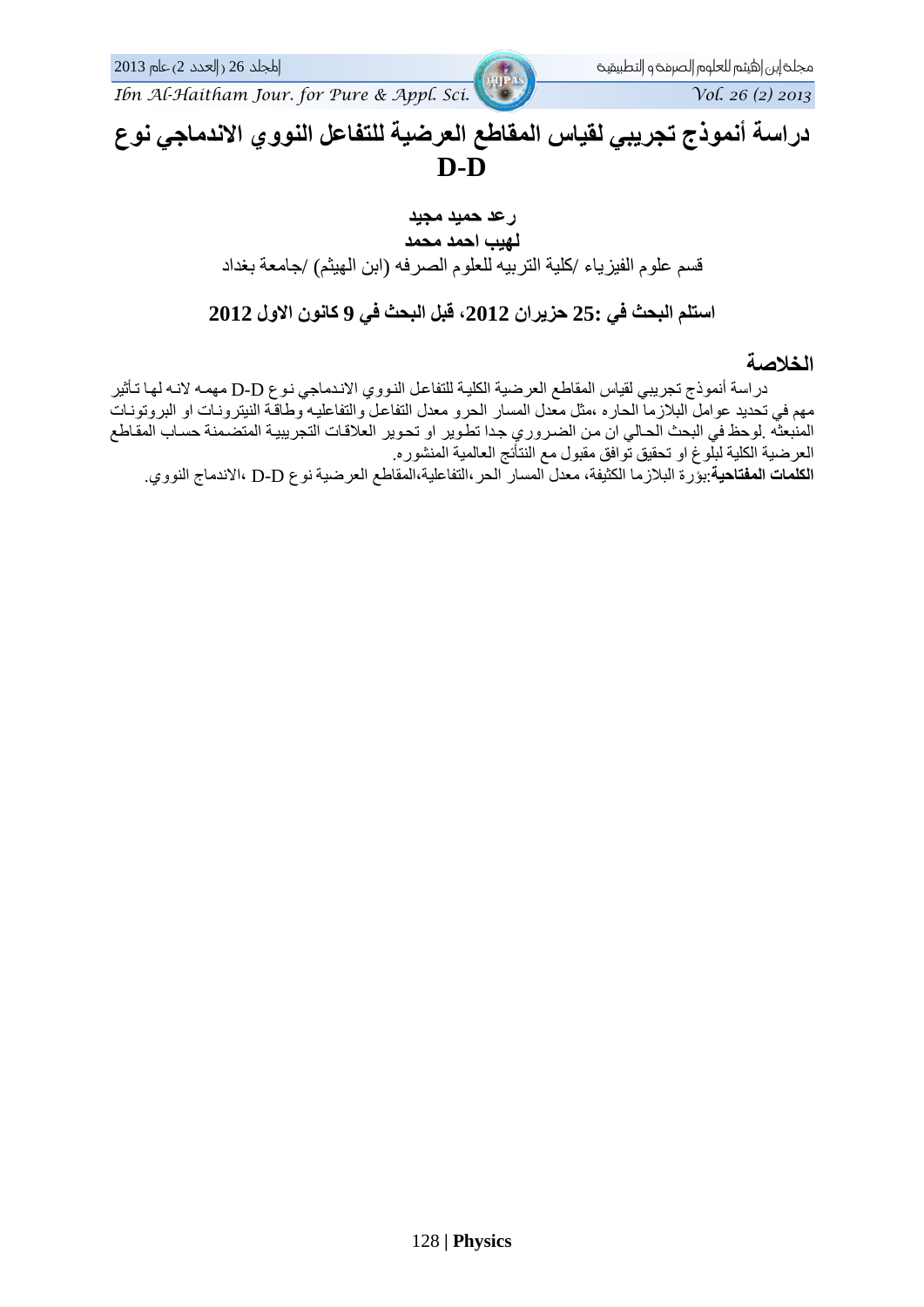# دراسة أنموذج تجريبي لقياس المقاطع العرضية للتفاعل النووي الاندماجي نوع D-D

**رعد حميد مجيد**

**لهيب احمد محمد**

قسم علوم الفيزياء /كلية التربيه للعلوم الصرفه (ابن الهيثم) /جامعة بغداد

**استلم البحث في :25 حزيران 2012، قبل البحث في 9 كانون الاول 2012**

## الخلاصة

دراسة أنموذج تجريبي لقياس المقاطع العرضية الكلية للتفاعل النووي الاندماجي نوع D-D مهمه لانه لها تأثير مهم في تحديد عوامل البلازما الحاره ،مثل معدل المسار الحرو معدل التفاعل والتفاعليه وطاقة النيترونات او البروتونات المنبعثه .لوحظ في البحث الحالي ان من الضروري جدا تطوير او تحوير العلاقات التجريبية المتضمنة حساب المقاطع العرضية الكلية لبلوغ او تحقيق توافق مقبول مع النتائج العالمية المنشوره.

**الكلمات المفتاحية**:بؤرة البلازما الكثيفة، معدل المسار الحر ،التفاعلية،المقاطع العرضية نوع D-D ،الاندماج النووي.